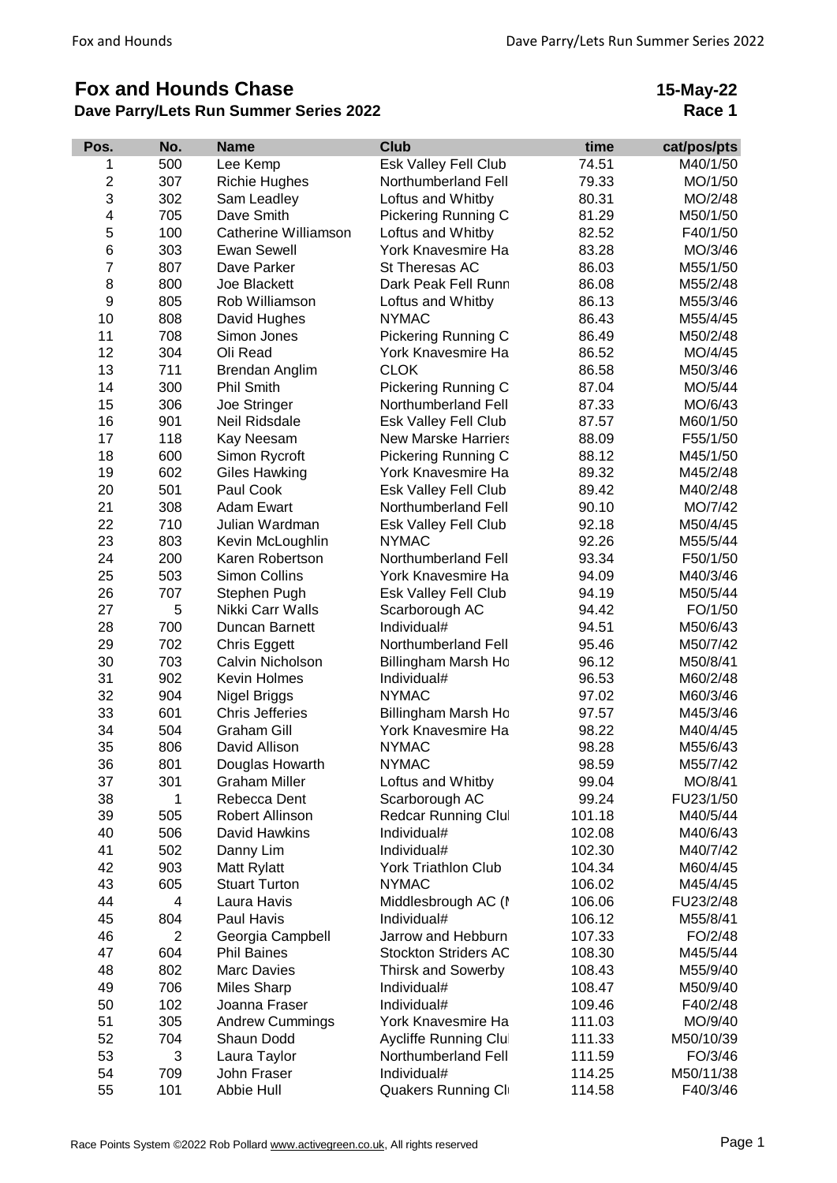# Fox and Hounds Chase

**15-May-22**

## Dave Parry/Lets Run Summer Series 2022

**Race 1**

| Pos. | No. | Name | Club | time | cat/pos/pts |
|---|---|---|---|---|---|
| 1 | 500 | Lee Kemp | Esk Valley Fell Club | 74.51 | M40/1/50 |
| 2 | 307 | Richie Hughes | Northumberland Fell | 79.33 | MO/1/50 |
| 3 | 302 | Sam Leadley | Loftus and Whitby | 80.31 | MO/2/48 |
| 4 | 705 | Dave Smith | Pickering Running C | 81.29 | M50/1/50 |
| 5 | 100 | Catherine Williamson | Loftus and Whitby | 82.52 | F40/1/50 |
| 6 | 303 | Ewan Sewell | York Knavesmire Ha | 83.28 | MO/3/46 |
| 7 | 807 | Dave Parker | St Theresas AC | 86.03 | M55/1/50 |
| 8 | 800 | Joe Blackett | Dark Peak Fell Runn | 86.08 | M55/2/48 |
| 9 | 805 | Rob Williamson | Loftus and Whitby | 86.13 | M55/3/46 |
| 10 | 808 | David Hughes | NYMAC | 86.43 | M55/4/45 |
| 11 | 708 | Simon Jones | Pickering Running C | 86.49 | M50/2/48 |
| 12 | 304 | Oli Read | York Knavesmire Ha | 86.52 | MO/4/45 |
| 13 | 711 | Brendan Anglim | CLOK | 86.58 | M50/3/46 |
| 14 | 300 | Phil Smith | Pickering Running C | 87.04 | MO/5/44 |
| 15 | 306 | Joe Stringer | Northumberland Fell | 87.33 | MO/6/43 |
| 16 | 901 | Neil Ridsdale | Esk Valley Fell Club | 87.57 | M60/1/50 |
| 17 | 118 | Kay Neesam | New Marske Harriers | 88.09 | F55/1/50 |
| 18 | 600 | Simon Rycroft | Pickering Running C | 88.12 | M45/1/50 |
| 19 | 602 | Giles Hawking | York Knavesmire Ha | 89.32 | M45/2/48 |
| 20 | 501 | Paul Cook | Esk Valley Fell Club | 89.42 | M40/2/48 |
| 21 | 308 | Adam Ewart | Northumberland Fell | 90.10 | MO/7/42 |
| 22 | 710 | Julian Wardman | Esk Valley Fell Club | 92.18 | M50/4/45 |
| 23 | 803 | Kevin McLoughlin | NYMAC | 92.26 | M55/5/44 |
| 24 | 200 | Karen Robertson | Northumberland Fell | 93.34 | F50/1/50 |
| 25 | 503 | Simon Collins | York Knavesmire Ha | 94.09 | M40/3/46 |
| 26 | 707 | Stephen Pugh | Esk Valley Fell Club | 94.19 | M50/5/44 |
| 27 | 5 | Nikki Carr Walls | Scarborough AC | 94.42 | FO/1/50 |
| 28 | 700 | Duncan Barnett | Individual# | 94.51 | M50/6/43 |
| 29 | 702 | Chris Eggett | Northumberland Fell | 95.46 | M50/7/42 |
| 30 | 703 | Calvin Nicholson | Billingham Marsh Ho | 96.12 | M50/8/41 |
| 31 | 902 | Kevin Holmes | Individual# | 96.53 | M60/2/48 |
| 32 | 904 | Nigel Briggs | NYMAC | 97.02 | M60/3/46 |
| 33 | 601 | Chris Jefferies | Billingham Marsh Ho | 97.57 | M45/3/46 |
| 34 | 504 | Graham Gill | York Knavesmire Ha | 98.22 | M40/4/45 |
| 35 | 806 | David Allison | NYMAC | 98.28 | M55/6/43 |
| 36 | 801 | Douglas Howarth | NYMAC | 98.59 | M55/7/42 |
| 37 | 301 | Graham Miller | Loftus and Whitby | 99.04 | MO/8/41 |
| 38 | 1 | Rebecca Dent | Scarborough AC | 99.24 | FU23/1/50 |
| 39 | 505 | Robert Allinson | Redcar Running Clul | 101.18 | M40/5/44 |
| 40 | 506 | David Hawkins | Individual# | 102.08 | M40/6/43 |
| 41 | 502 | Danny Lim | Individual# | 102.30 | M40/7/42 |
| 42 | 903 | Matt Rylatt | York Triathlon Club | 104.34 | M60/4/45 |
| 43 | 605 | Stuart Turton | NYMAC | 106.02 | M45/4/45 |
| 44 | 4 | Laura Havis | Middlesbrough AC (I | 106.06 | FU23/2/48 |
| 45 | 804 | Paul Havis | Individual# | 106.12 | M55/8/41 |
| 46 | 2 | Georgia Campbell | Jarrow and Hebburn | 107.33 | FO/2/48 |
| 47 | 604 | Phil Baines | Stockton Striders AC | 108.30 | M45/5/44 |
| 48 | 802 | Marc Davies | Thirsk and Sowerby | 108.43 | M55/9/40 |
| 49 | 706 | Miles Sharp | Individual# | 108.47 | M50/9/40 |
| 50 | 102 | Joanna Fraser | Individual# | 109.46 | F40/2/48 |
| 51 | 305 | Andrew Cummings | York Knavesmire Ha | 111.03 | MO/9/40 |
| 52 | 704 | Shaun Dodd | Aycliffe Running Clul | 111.33 | M50/10/39 |
| 53 | 3 | Laura Taylor | Northumberland Fell | 111.59 | FO/3/46 |
| 54 | 709 | John Fraser | Individual# | 114.25 | M50/11/38 |
| 55 | 101 | Abbie Hull | Quakers Running Cl | 114.58 | F40/3/46 |

Race Points System ©2022 Rob Pollard www.activegreen.co.uk, All rights reserved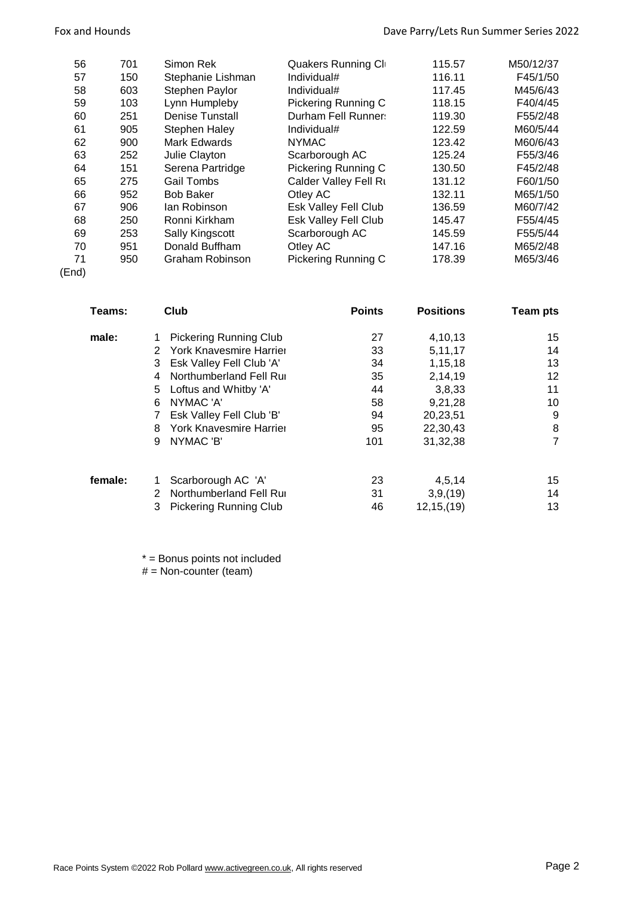| | | | | | |
|---|---|---|---|---|---|
| 56 | 701 | Simon Rek | Quakers Running Cl | 115.57 | M50/12/37 |
| 57 | 150 | Stephanie Lishman | Individual# | 116.11 | F45/1/50 |
| 58 | 603 | Stephen Paylor | Individual# | 117.45 | M45/6/43 |
| 59 | 103 | Lynn Humpleby | Pickering Running C | 118.15 | F40/4/45 |
| 60 | 251 | Denise Tunstall | Durham Fell Runner: | 119.30 | F55/2/48 |
| 61 | 905 | Stephen Haley | Individual# | 122.59 | M60/5/44 |
| 62 | 900 | Mark Edwards | NYMAC | 123.42 | M60/6/43 |
| 63 | 252 | Julie Clayton | Scarborough AC | 125.24 | F55/3/46 |
| 64 | 151 | Serena Partridge | Pickering Running C | 130.50 | F45/2/48 |
| 65 | 275 | Gail Tombs | Calder Valley Fell Ru | 131.12 | F60/1/50 |
| 66 | 952 | Bob Baker | Otley AC | 132.11 | M65/1/50 |
| 67 | 906 | Ian Robinson | Esk Valley Fell Club | 136.59 | M60/7/42 |
| 68 | 250 | Ronni Kirkham | Esk Valley Fell Club | 145.47 | F55/4/45 |
| 69 | 253 | Sally Kingscott | Scarborough AC | 145.59 | F55/5/44 |
| 70 | 951 | Donald Buffham | Otley AC | 147.16 | M65/2/48 |
| 71 | 950 | Graham Robinson | Pickering Running C | 178.39 | M65/3/46 |

(End)

| Teams: | | Club | Points | Positions | Team pts |
|---|---|---|---|---|---|
| male: | 1 | Pickering Running Club | 27 | 4,10,13 | 15 |
| | 2 | York Knavesmire Harrier | 33 | 5,11,17 | 14 |
| | 3 | Esk Valley Fell Club 'A' | 34 | 1,15,18 | 13 |
| | 4 | Northumberland Fell Ru | 35 | 2,14,19 | 12 |
| | 5 | Loftus and Whitby 'A' | 44 | 3,8,33 | 11 |
| | 6 | NYMAC 'A' | 58 | 9,21,28 | 10 |
| | 7 | Esk Valley Fell Club 'B' | 94 | 20,23,51 | 9 |
| | 8 | York Knavesmire Harrier | 95 | 22,30,43 | 8 |
| | 9 | NYMAC 'B' | 101 | 31,32,38 | 7 |
| female: | 1 | Scarborough AC 'A' | 23 | 4,5,14 | 15 |
| | 2 | Northumberland Fell Ru | 31 | 3,9,(19) | 14 |
| | 3 | Pickering Running Club | 46 | 12,15,(19) | 13 |

* = Bonus points not included
# = Non-counter (team)

Race Points System ©2022 Rob Pollard www.activegreen.co.uk, All rights reserved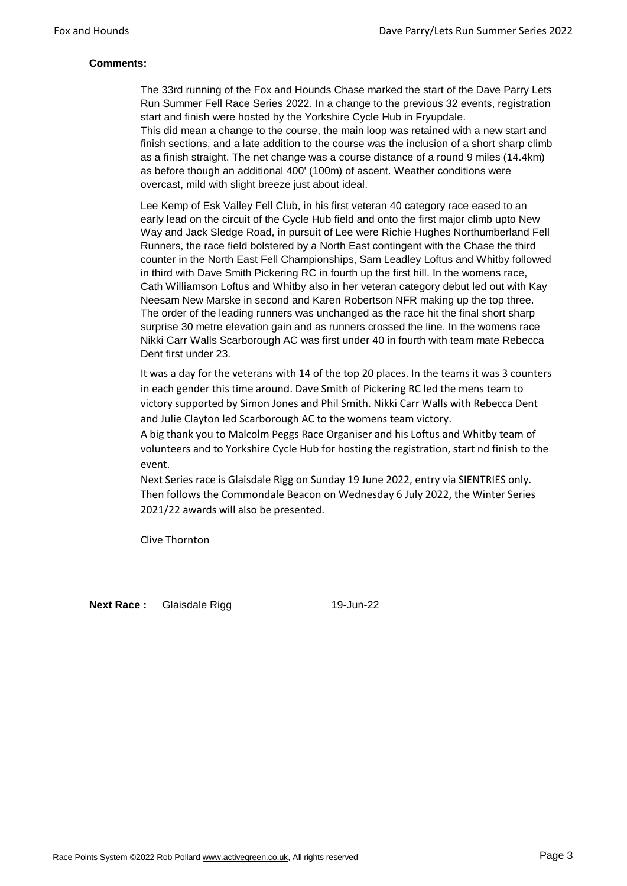**Comments:**

The 33rd running of the Fox and Hounds Chase marked the start of the Dave Parry Lets Run Summer Fell Race Series 2022. In a change to the previous 32 events, registration start and finish were hosted by the Yorkshire Cycle Hub in Fryupdale.
This did mean a change to the course, the main loop was retained with a new start and finish sections, and a late addition to the course was the inclusion of a short sharp climb as a finish straight. The net change was a course distance of a round 9 miles (14.4km) as before though an additional 400' (100m) of ascent. Weather conditions were overcast, mild with slight breeze just about ideal.

Lee Kemp of Esk Valley Fell Club, in his first veteran 40 category race eased to an early lead on the circuit of the Cycle Hub field and onto the first major climb upto New Way and Jack Sledge Road, in pursuit of Lee were Richie Hughes Northumberland Fell Runners, the race field bolstered by a North East contingent with the Chase the third counter in the North East Fell Championships, Sam Leadley Loftus and Whitby followed in third with Dave Smith Pickering RC in fourth up the first hill. In the womens race, Cath Williamson Loftus and Whitby also in her veteran category debut led out with Kay Neesam New Marske in second and Karen Robertson NFR making up the top three. The order of the leading runners was unchanged as the race hit the final short sharp surprise 30 metre elevation gain and as runners crossed the line. In the womens race Nikki Carr Walls Scarborough AC was first under 40 in fourth with team mate Rebecca Dent first under 23.

It was a day for the veterans with 14 of the top 20 places. In the teams it was 3 counters in each gender this time around. Dave Smith of Pickering RC led the mens team to victory supported by Simon Jones and Phil Smith. Nikki Carr Walls with Rebecca Dent and Julie Clayton led Scarborough AC to the womens team victory.
A big thank you to Malcolm Peggs Race Organiser and his Loftus and Whitby team of volunteers and to Yorkshire Cycle Hub for hosting the registration, start nd finish to the event.
Next Series race is Glaisdale Rigg on Sunday 19 June 2022, entry via SIENTRIES only. Then follows the Commondale Beacon on Wednesday 6 July 2022, the Winter Series 2021/22 awards will also be presented.

Clive Thornton

**Next Race :** Glaisdale Rigg 19-Jun-22